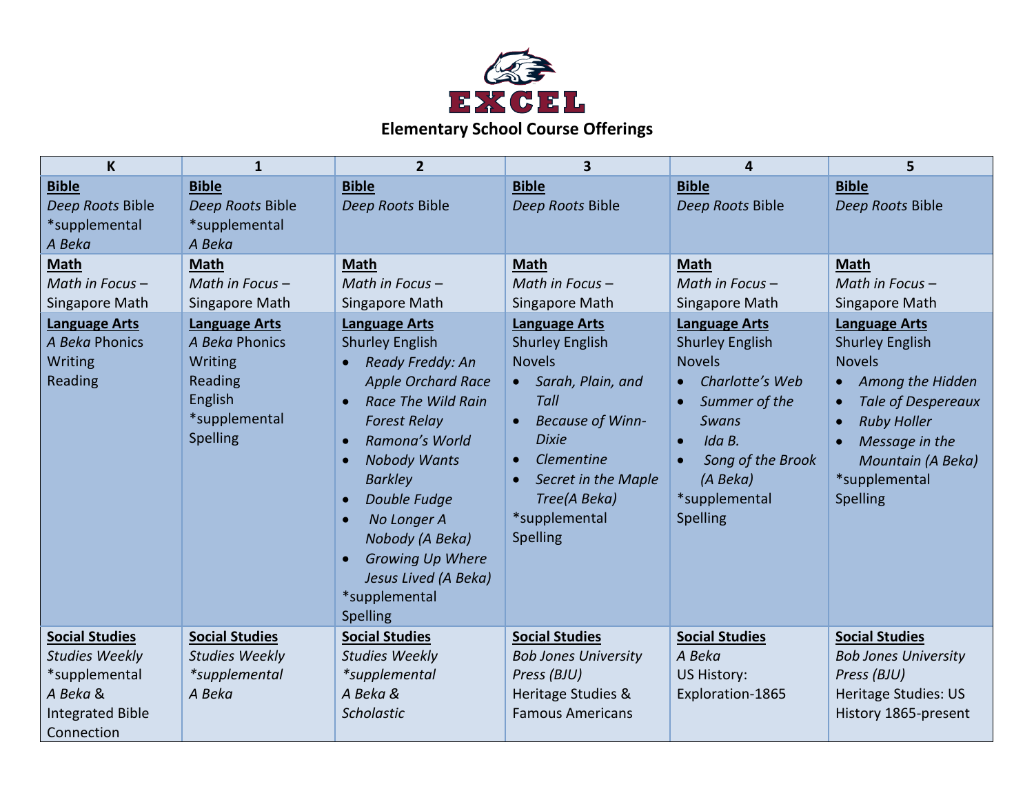# EXCEL

## Elementary School Course Offerings

| K | 1 | 2 | 3 | 4 | 5 |
|---|---|---|---|---|---|
| **Bible**<br>*Deep Roots* Bible<br>*supplemental<br>*A Beka* | **Bible**<br>*Deep Roots* Bible<br>*supplemental<br>*A Beka* | **Bible**<br>*Deep Roots* Bible | **Bible**<br>*Deep Roots* Bible | **Bible**<br>*Deep Roots* Bible | **Bible**<br>*Deep Roots* Bible |
| **Math**<br>*Math in Focus* – Singapore Math | **Math**<br>*Math in Focus* – Singapore Math | **Math**<br>*Math in Focus* – Singapore Math | **Math**<br>*Math in Focus* – Singapore Math | **Math**<br>*Math in Focus* – Singapore Math | **Math**<br>*Math in Focus* – Singapore Math |
| **Language Arts**<br>*A Beka* Phonics<br>Writing<br>Reading | **Language Arts**<br>*A Beka* Phonics<br>Writing<br>Reading<br>English<br>*supplemental<br>Spelling | **Language Arts**<br>Shurley English<br>• *Ready Freddy: An Apple Orchard Race*<br>• *Race The Wild Rain Forest Relay*<br>• *Ramona's World*<br>• *Nobody Wants Barkley*<br>• *Double Fudge*<br>• *No Longer A Nobody (A Beka)*<br>• *Growing Up Where Jesus Lived (A Beka)*<br>*supplemental<br>Spelling | **Language Arts**<br>Shurley English<br>Novels<br>• *Sarah, Plain, and Tall*<br>• *Because of Winn-Dixie*<br>• *Clementine*<br>• *Secret in the Maple Tree(A Beka)*<br>*supplemental<br>Spelling | **Language Arts**<br>Shurley English<br>Novels<br>• *Charlotte's Web*<br>• *Summer of the Swans*<br>• *Ida B.*<br>• *Song of the Brook (A Beka)*<br>*supplemental<br>Spelling | **Language Arts**<br>Shurley English<br>Novels<br>• *Among the Hidden*<br>• *Tale of Despereaux*<br>• *Ruby Holler*<br>• *Message in the Mountain (A Beka)*<br>*supplemental<br>Spelling |
| **Social Studies**<br>*Studies Weekly*<br>*supplemental<br>*A Beka* &<br>Integrated Bible Connection | **Social Studies**<br>*Studies Weekly*<br>*\*supplemental*<br>*A Beka* | **Social Studies**<br>*Studies Weekly*<br>*\*supplemental*<br>*A Beka &*<br>*Scholastic* | **Social Studies**<br>*Bob Jones University Press (BJU)*<br>Heritage Studies &<br>Famous Americans | **Social Studies**<br>*A Beka*<br>US History:<br>Exploration-1865 | **Social Studies**<br>*Bob Jones University Press (BJU)*<br>Heritage Studies: US History 1865-present |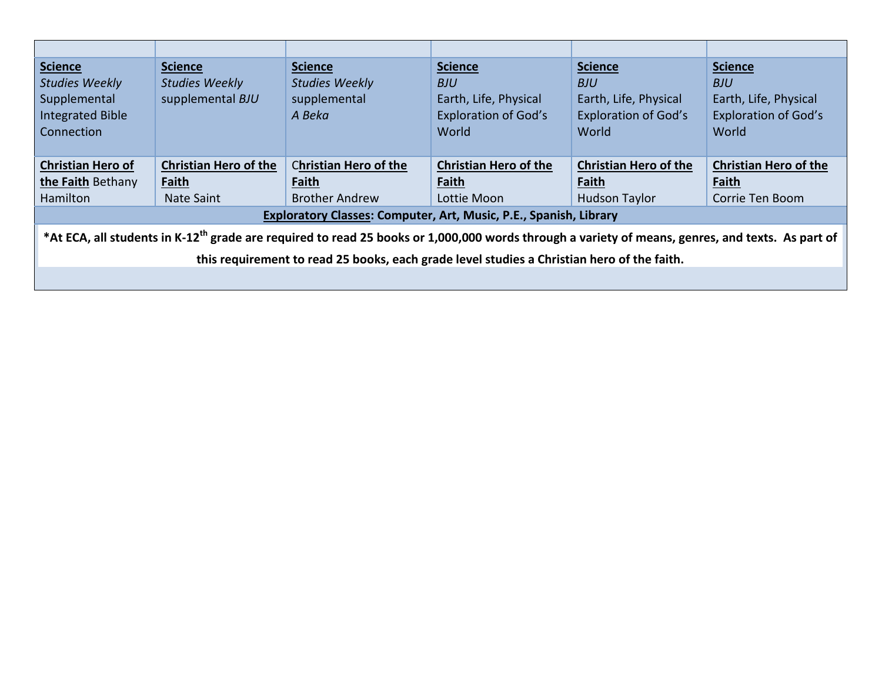| | | | | | |
|---|---|---|---|---|---|
| **Science** *Studies Weekly* Supplemental Integrated Bible Connection | **Science** *Studies Weekly* supplemental *BJU* | **Science** *Studies Weekly* supplemental *A Beka* | **Science** *BJU* Earth, Life, Physical Exploration of God's World | **Science** *BJU* Earth, Life, Physical Exploration of God's World | **Science** *BJU* Earth, Life, Physical Exploration of God's World |
| **Christian Hero of the Faith** Bethany Hamilton | **Christian Hero of the Faith** Nate Saint | **Christian Hero of the Faith** Brother Andrew | **Christian Hero of the Faith** Lottie Moon | **Christian Hero of the Faith** Hudson Taylor | **Christian Hero of the Faith** Corrie Ten Boom |
| **Exploratory Classes: Computer, Art, Music, P.E., Spanish, Library** | | | | | |

**\*At ECA, all students in K-12th grade are required to read 25 books or 1,000,000 words through a variety of means, genres, and texts. As part of this requirement to read 25 books, each grade level studies a Christian hero of the faith.**